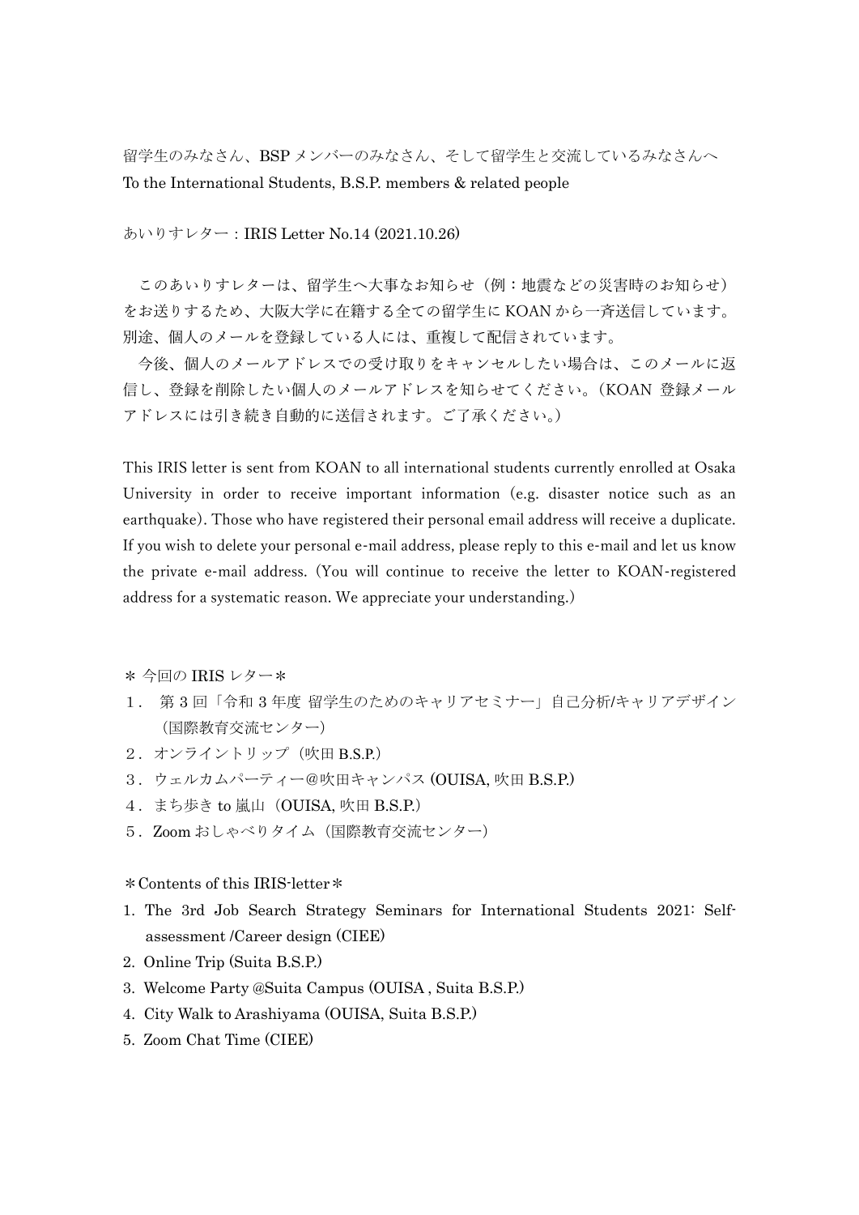留学生のみなさん、BSP メンバーのみなさん、そして留学生と交流しているみなさんへ
To the International Students, B.S.P. members & related people

あいりすレター：IRIS Letter No.14 (2021.10.26)

　このあいりすレターは、留学生へ大事なお知らせ（例：地震などの災害時のお知らせ）をお送りするため、大阪大学に在籍する全ての留学生に KOAN から一斉送信しています。別途、個人のメールを登録している人には、重複して配信されています。

　今後、個人のメールアドレスでの受け取りをキャンセルしたい場合は、このメールに返信し、登録を削除したい個人のメールアドレスを知らせてください。（KOAN 登録メールアドレスには引き続き自動的に送信されます。ご了承ください。）

This IRIS letter is sent from KOAN to all international students currently enrolled at Osaka University in order to receive important information (e.g. disaster notice such as an earthquake). Those who have registered their personal email address will receive a duplicate. If you wish to delete your personal e-mail address, please reply to this e-mail and let us know the private e-mail address. (You will continue to receive the letter to KOAN-registered address for a systematic reason. We appreciate your understanding.)

＊ 今回の IRIS レター＊

１．第 3 回「令和 3 年度 留学生のためのキャリアセミナー」自己分析/キャリアデザイン（国際教育交流センター）
２．オンライントリップ（吹田 B.S.P.）
３．ウェルカムパーティー@吹田キャンパス (OUISA, 吹田 B.S.P.)
４．まち歩き to 嵐山（OUISA, 吹田 B.S.P.）
５．Zoom おしゃべりタイム（国際教育交流センター）

＊Contents of this IRIS-letter＊

1. The 3rd Job Search Strategy Seminars for International Students 2021: Self-assessment /Career design (CIEE)
2. Online Trip (Suita B.S.P.)
3. Welcome Party @Suita Campus (OUISA , Suita B.S.P.)
4. City Walk to Arashiyama (OUISA, Suita B.S.P.)
5. Zoom Chat Time (CIEE)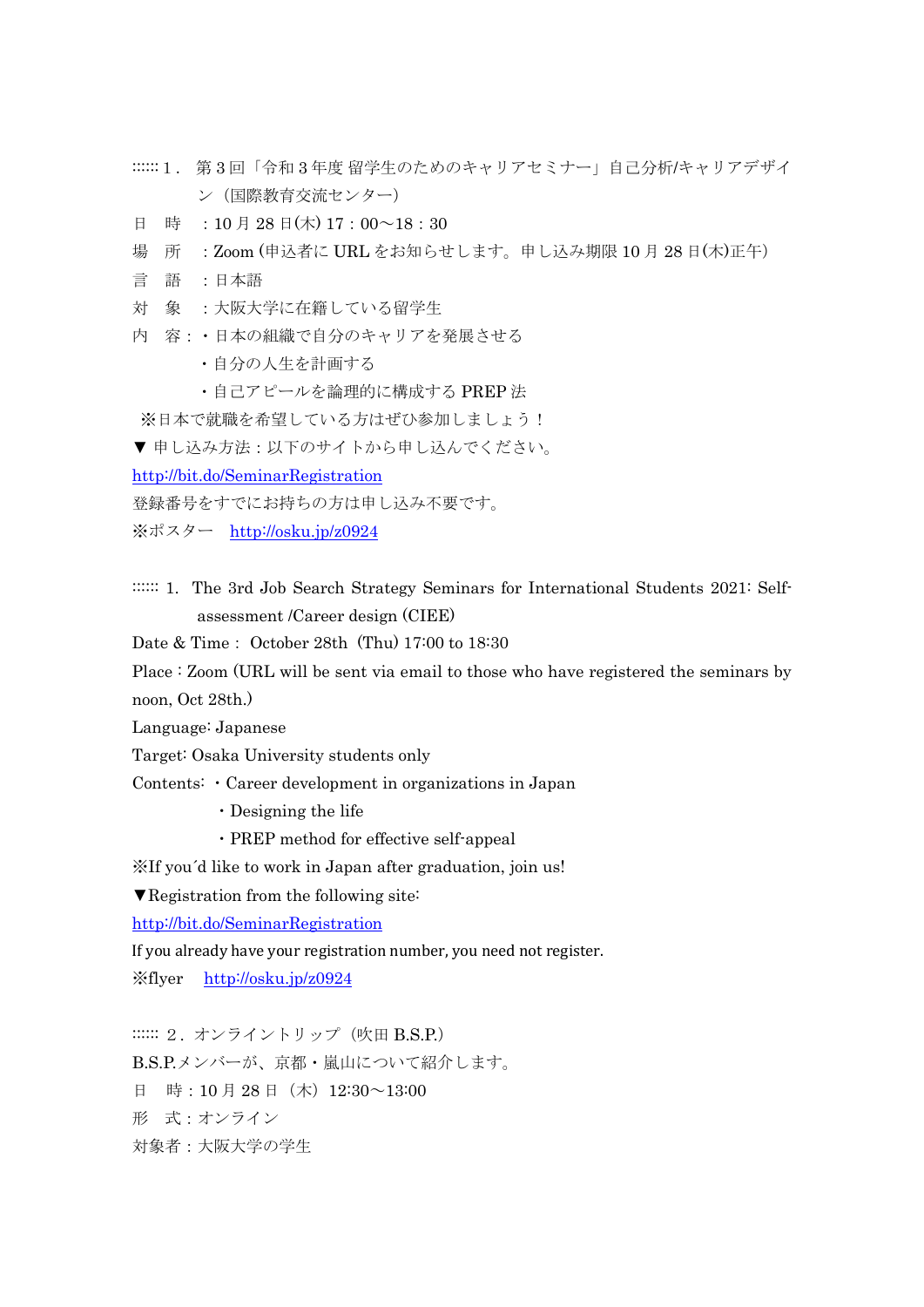:::::: 1．第 3 回「令和 3 年度 留学生のためのキャリアセミナー」自己分析/キャリアデザイン（国際教育交流センター）

日　時　：10 月 28 日(木) 17：00～18：30

場　所　：Zoom (申込者に URL をお知らせします。申し込み期限 10 月 28 日(木)正午)

言　語　：日本語

対　象　：大阪大学に在籍している留学生

内　容：・日本の組織で自分のキャリアを発展させる
　　　　・自分の人生を計画する
　　　　・自己アピールを論理的に構成する PREP 法

※日本で就職を希望している方はぜひ参加しましょう！

▼ 申し込み方法：以下のサイトから申し込んでください。

http://bit.do/SeminarRegistration

登録番号をすでにお持ちの方は申し込み不要です。

※ポスター　http://osku.jp/z0924

:::::: 1. The 3rd Job Search Strategy Seminars for International Students 2021: Self-assessment /Career design (CIEE)

Date & Time : October 28th (Thu) 17:00 to 18:30

Place : Zoom (URL will be sent via email to those who have registered the seminars by noon, Oct 28th.)

Language: Japanese

Target: Osaka University students only

Contents: ・Career development in organizations in Japan
　　　　・Designing the life
　　　　・PREP method for effective self-appeal

※If you´d like to work in Japan after graduation, join us!

▼Registration from the following site:

http://bit.do/SeminarRegistration

If you already have your registration number, you need not register.

※flyer　http://osku.jp/z0924

:::::: 2．オンライントリップ（吹田 B.S.P.）

B.S.P.メンバーが、京都・嵐山について紹介します。

日　時：10 月 28 日（木）12:30～13:00

形　式：オンライン

対象者：大阪大学の学生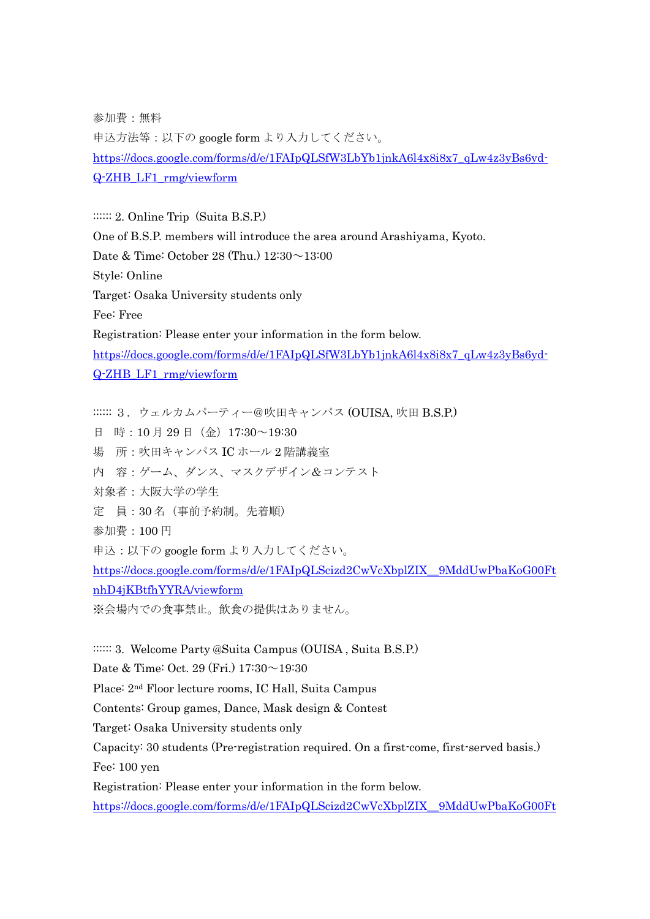参加費：無料

申込方法等：以下の google form より入力してください。

https://docs.google.com/forms/d/e/1FAIpQLSfW3LbYb1jnkA6l4x8i8x7_qLw4z3yBs6yd-Q-ZHB_LF1_rmg/viewform

:::::: 2. Online Trip（Suita B.S.P.）

One of B.S.P. members will introduce the area around Arashiyama, Kyoto.

Date & Time: October 28 (Thu.) 12:30～13:00

Style: Online

Target: Osaka University students only

Fee: Free

Registration: Please enter your information in the form below.

https://docs.google.com/forms/d/e/1FAIpQLSfW3LbYb1jnkA6l4x8i8x7_qLw4z3yBs6yd-Q-ZHB_LF1_rmg/viewform

:::::: ３．ウェルカムパーティー@吹田キャンパス (OUISA, 吹田 B.S.P.)

日　時：10 月 29 日（金）17:30～19:30

場　所：吹田キャンパス IC ホール 2 階講義室

内　容：ゲーム、ダンス、マスクデザイン＆コンテスト

対象者：大阪大学の学生

定　員：30 名（事前予約制。先着順）

参加費：100 円

申込：以下の google form より入力してください。

https://docs.google.com/forms/d/e/1FAIpQLScizd2CwVcXbplZIX__9MddUwPbaKoG00FtnhD4jKBtfhYYRA/viewform

※会場内での食事禁止。飲食の提供はありません。

:::::: 3. Welcome Party @Suita Campus (OUISA , Suita B.S.P.)

Date & Time: Oct. 29 (Fri.) 17:30～19:30

Place: 2nd Floor lecture rooms, IC Hall, Suita Campus

Contents: Group games, Dance, Mask design & Contest

Target: Osaka University students only

Capacity: 30 students (Pre-registration required. On a first-come, first-served basis.)

Fee: 100 yen

Registration: Please enter your information in the form below.

https://docs.google.com/forms/d/e/1FAIpQLScizd2CwVcXbplZIX__9MddUwPbaKoG00Ft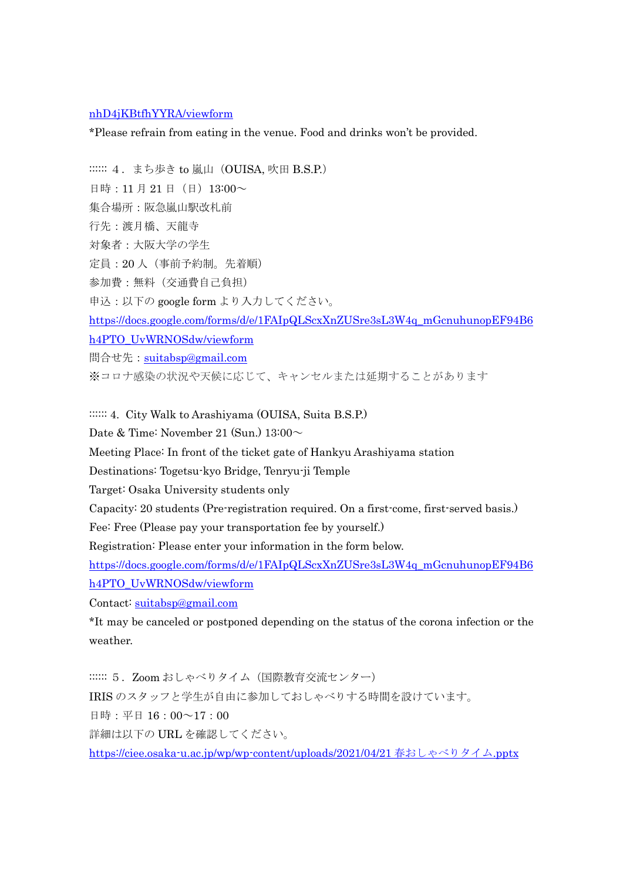nhD4jKBtfhYYRA/viewform

*Please refrain from eating in the venue. Food and drinks won't be provided.

:::::: ４．まち歩き to 嵐山（OUISA, 吹田 B.S.P.）

日時：11 月 21 日（日）13:00～

集合場所：阪急嵐山駅改札前

行先：渡月橋、天龍寺

対象者：大阪大学の学生

定員：20 人（事前予約制。先着順）

参加費：無料（交通費自己負担）

申込：以下の google form より入力してください。

https://docs.google.com/forms/d/e/1FAIpQLScxXnZUSre3sL3W4q_mGcnuhunopEF94B6h4PTO_UvWRNOSdw/viewform

問合せ先：suitabsp@gmail.com

※コロナ感染の状況や天候に応じて、キャンセルまたは延期することがあります

:::::: 4. City Walk to Arashiyama (OUISA, Suita B.S.P.)

Date & Time: November 21 (Sun.) 13:00～

Meeting Place: In front of the ticket gate of Hankyu Arashiyama station

Destinations: Togetsu-kyo Bridge, Tenryu-ji Temple

Target: Osaka University students only

Capacity: 20 students (Pre-registration required. On a first-come, first-served basis.)

Fee: Free (Please pay your transportation fee by yourself.)

Registration: Please enter your information in the form below.

https://docs.google.com/forms/d/e/1FAIpQLScxXnZUSre3sL3W4q_mGcnuhunopEF94B6h4PTO_UvWRNOSdw/viewform

Contact: suitabsp@gmail.com

*It may be canceled or postponed depending on the status of the corona infection or the weather.

:::::: ５．Zoom おしゃべりタイム（国際教育交流センター）

IRIS のスタッフと学生が自由に参加しておしゃべりする時間を設けています。

日時：平日 16：00～17：00

詳細は以下の URL を確認してください。

https://ciee.osaka-u.ac.jp/wp/wp-content/uploads/2021/04/21 春おしゃべりタイム.pptx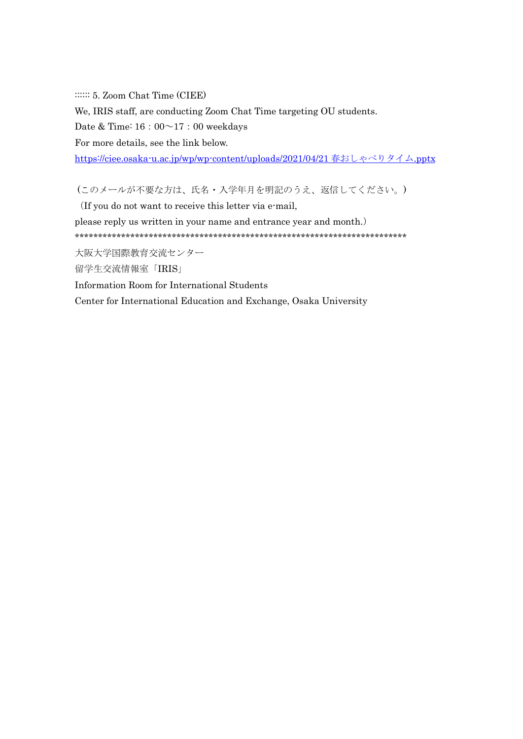:::::: 5. Zoom Chat Time (CIEE)

We, IRIS staff, are conducting Zoom Chat Time targeting OU students.

Date & Time: 16：00〜17：00 weekdays

For more details, see the link below.

https://ciee.osaka-u.ac.jp/wp/wp-content/uploads/2021/04/21 春おしゃべりタイム.pptx

（このメールが不要な方は、氏名・入学年月を明記のうえ、返信してください。）

（If you do not want to receive this letter via e-mail,

please reply us written in your name and entrance year and month.）

************************************************************************

大阪大学国際教育交流センター

留学生交流情報室「IRIS」

Information Room for International Students

Center for International Education and Exchange, Osaka University